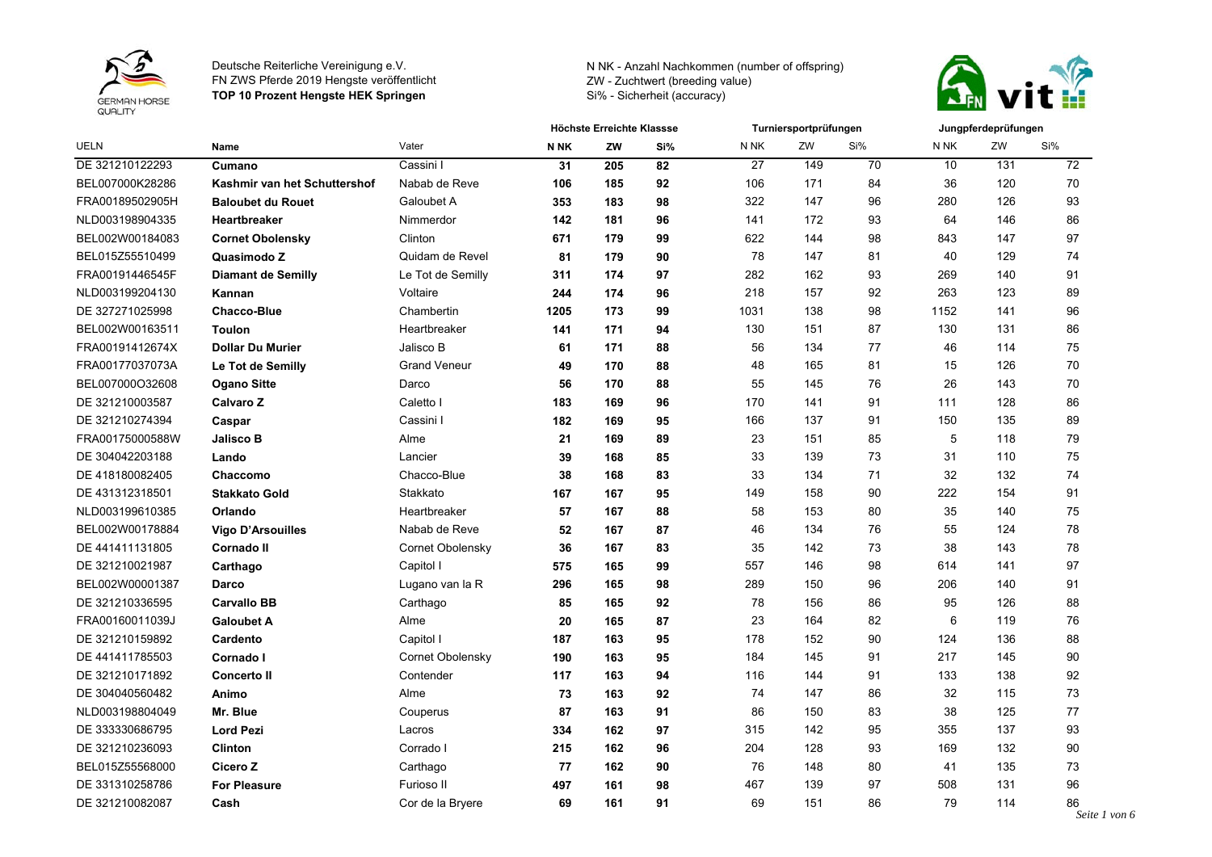Deutsche Reiterliche Vereinigung e.V.
FN ZWS Pferde 2019 Hengste veröffentlicht
**TOP 10 Prozent Hengste HEK Springen**

N NK - Anzahl Nachkommen (number of offspring)
ZW - Zuchtwert (breeding value)
Si% - Sicherheit (accuracy)

| UELN | Name | Vater | Höchste Erreichte Klassse | | | Turniersportprüfungen | | | Jungpferdeprüfungen | | |
|---|---|---|---|---|---|---|---|---|---|---|---|
| | | | **N NK** | **ZW** | **Si%** | N NK | ZW | Si% | N NK | ZW | Si% |
| DE 321210122293 | **Cumano** | Cassini I | **31** | **205** | **82** | 27 | 149 | 70 | 10 | 131 | 72 |
| BEL007000K28286 | **Kashmir van het Schuttershof** | Nabab de Reve | **106** | **185** | **92** | 106 | 171 | 84 | 36 | 120 | 70 |
| FRA00189502905H | **Baloubet du Rouet** | Galoubet A | **353** | **183** | **98** | 322 | 147 | 96 | 280 | 126 | 93 |
| NLD003198904335 | **Heartbreaker** | Nimmerdor | **142** | **181** | **96** | 141 | 172 | 93 | 64 | 146 | 86 |
| BEL002W00184083 | **Cornet Obolensky** | Clinton | **671** | **179** | **99** | 622 | 144 | 98 | 843 | 147 | 97 |
| BEL015Z55510499 | **Quasimodo Z** | Quidam de Revel | **81** | **179** | **90** | 78 | 147 | 81 | 40 | 129 | 74 |
| FRA00191446545F | **Diamant de Semilly** | Le Tot de Semilly | **311** | **174** | **97** | 282 | 162 | 93 | 269 | 140 | 91 |
| NLD003199204130 | **Kannan** | Voltaire | **244** | **174** | **96** | 218 | 157 | 92 | 263 | 123 | 89 |
| DE 327271025998 | **Chacco-Blue** | Chambertin | **1205** | **173** | **99** | 1031 | 138 | 98 | 1152 | 141 | 96 |
| BEL002W00163511 | **Toulon** | Heartbreaker | **141** | **171** | **94** | 130 | 151 | 87 | 130 | 131 | 86 |
| FRA00191412674X | **Dollar Du Murier** | Jalisco B | **61** | **171** | **88** | 56 | 134 | 77 | 46 | 114 | 75 |
| FRA00177037073A | **Le Tot de Semilly** | Grand Veneur | **49** | **170** | **88** | 48 | 165 | 81 | 15 | 126 | 70 |
| BEL007000O32608 | **Ogano Sitte** | Darco | **56** | **170** | **88** | 55 | 145 | 76 | 26 | 143 | 70 |
| DE 321210003587 | **Calvaro Z** | Caletto I | **183** | **169** | **96** | 170 | 141 | 91 | 111 | 128 | 86 |
| DE 321210274394 | **Caspar** | Cassini I | **182** | **169** | **95** | 166 | 137 | 91 | 150 | 135 | 89 |
| FRA00175000588W | **Jalisco B** | Alme | **21** | **169** | **89** | 23 | 151 | 85 | 5 | 118 | 79 |
| DE 304042203188 | **Lando** | Lancier | **39** | **168** | **85** | 33 | 139 | 73 | 31 | 110 | 75 |
| DE 418180082405 | **Chaccomo** | Chacco-Blue | **38** | **168** | **83** | 33 | 134 | 71 | 32 | 132 | 74 |
| DE 431312318501 | **Stakkato Gold** | Stakkato | **167** | **167** | **95** | 149 | 158 | 90 | 222 | 154 | 91 |
| NLD003199610385 | **Orlando** | Heartbreaker | **57** | **167** | **88** | 58 | 153 | 80 | 35 | 140 | 75 |
| BEL002W00178884 | **Vigo D'Arsouilles** | Nabab de Reve | **52** | **167** | **87** | 46 | 134 | 76 | 55 | 124 | 78 |
| DE 441411131805 | **Cornado II** | Cornet Obolensky | **36** | **167** | **83** | 35 | 142 | 73 | 38 | 143 | 78 |
| DE 321210021987 | **Carthago** | Capitol I | **575** | **165** | **99** | 557 | 146 | 98 | 614 | 141 | 97 |
| BEL002W00001387 | **Darco** | Lugano van la R | **296** | **165** | **98** | 289 | 150 | 96 | 206 | 140 | 91 |
| DE 321210336595 | **Carvallo BB** | Carthago | **85** | **165** | **92** | 78 | 156 | 86 | 95 | 126 | 88 |
| FRA00160011039J | **Galoubet A** | Alme | **20** | **165** | **87** | 23 | 164 | 82 | 6 | 119 | 76 |
| DE 321210159892 | **Cardento** | Capitol I | **187** | **163** | **95** | 178 | 152 | 90 | 124 | 136 | 88 |
| DE 441411785503 | **Cornado I** | Cornet Obolensky | **190** | **163** | **95** | 184 | 145 | 91 | 217 | 145 | 90 |
| DE 321210171892 | **Concerto II** | Contender | **117** | **163** | **94** | 116 | 144 | 91 | 133 | 138 | 92 |
| DE 304040560482 | **Animo** | Alme | **73** | **163** | **92** | 74 | 147 | 86 | 32 | 115 | 73 |
| NLD003198804049 | **Mr. Blue** | Couperus | **87** | **163** | **91** | 86 | 150 | 83 | 38 | 125 | 77 |
| DE 333330686795 | **Lord Pezi** | Lacros | **334** | **162** | **97** | 315 | 142 | 95 | 355 | 137 | 93 |
| DE 321210236093 | **Clinton** | Corrado I | **215** | **162** | **96** | 204 | 128 | 93 | 169 | 132 | 90 |
| BEL015Z55568000 | **Cicero Z** | Carthago | **77** | **162** | **90** | 76 | 148 | 80 | 41 | 135 | 73 |
| DE 331310258786 | **For Pleasure** | Furioso II | **497** | **161** | **98** | 467 | 139 | 97 | 508 | 131 | 96 |
| DE 321210082087 | **Cash** | Cor de la Bryere | **69** | **161** | **91** | 69 | 151 | 86 | 79 | 114 | 86 |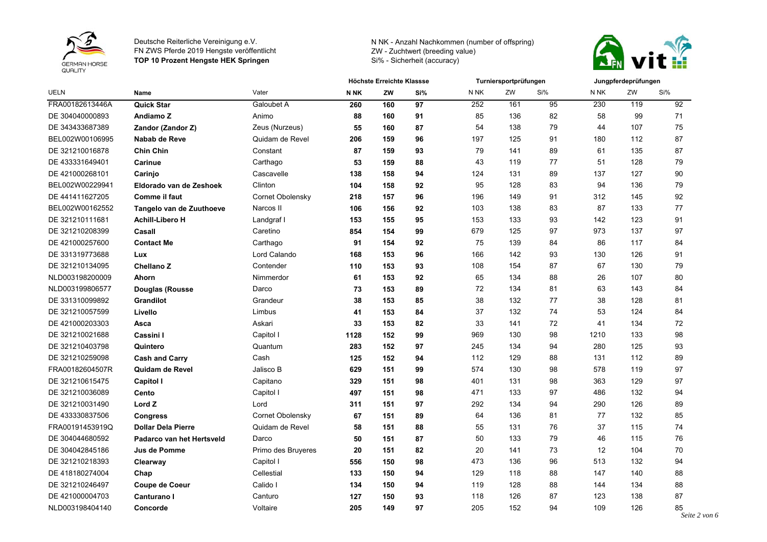Deutsche Reiterliche Vereinigung e.V.
FN ZWS Pferde 2019 Hengste veröffentlicht
**TOP 10 Prozent Hengste HEK Springen**

N NK - Anzahl Nachkommen (number of offspring)
ZW - Zuchtwert (breeding value)
Si% - Sicherheit (accuracy)

| | | | Höchste Erreichte Klassse | | | Turniersportprüfungen | | | Jungpferdeprüfungen | | |
|---|---|---|---|---|---|---|---|---|---|---|---|
| UELN | Name | Vater | N NK | ZW | Si% | N NK | ZW | Si% | N NK | ZW | Si% |
| FRA00182613446A | **Quick Star** | Galoubet A | **260** | **160** | **97** | 252 | 161 | 95 | 230 | 119 | 92 |
| DE 304040000893 | **Andiamo Z** | Animo | **88** | **160** | **91** | 85 | 136 | 82 | 58 | 99 | 71 |
| DE 343433687389 | **Zandor (Zandor Z)** | Zeus (Nurzeus) | **55** | **160** | **87** | 54 | 138 | 79 | 44 | 107 | 75 |
| BEL002W00106995 | **Nabab de Reve** | Quidam de Revel | **206** | **159** | **96** | 197 | 125 | 91 | 180 | 112 | 87 |
| DE 321210016878 | **Chin Chin** | Constant | **87** | **159** | **93** | 79 | 141 | 89 | 61 | 135 | 87 |
| DE 433331649401 | **Carinue** | Carthago | **53** | **159** | **88** | 43 | 119 | 77 | 51 | 128 | 79 |
| DE 421000268101 | **Carinjo** | Cascavelle | **138** | **158** | **94** | 124 | 131 | 89 | 137 | 127 | 90 |
| BEL002W00229941 | **Eldorado van de Zeshoek** | Clinton | **104** | **158** | **92** | 95 | 128 | 83 | 94 | 136 | 79 |
| DE 441411627205 | **Comme il faut** | Cornet Obolensky | **218** | **157** | **96** | 196 | 149 | 91 | 312 | 145 | 92 |
| BEL002W00162552 | **Tangelo van de Zuuthoeve** | Narcos II | **106** | **156** | **92** | 103 | 138 | 83 | 87 | 133 | 77 |
| DE 321210111681 | **Achill-Libero H** | Landgraf I | **153** | **155** | **95** | 153 | 133 | 93 | 142 | 123 | 91 |
| DE 321210208399 | **Casall** | Caretino | **854** | **154** | **99** | 679 | 125 | 97 | 973 | 137 | 97 |
| DE 421000257600 | **Contact Me** | Carthago | **91** | **154** | **92** | 75 | 139 | 84 | 86 | 117 | 84 |
| DE 331319773688 | **Lux** | Lord Calando | **168** | **153** | **96** | 166 | 142 | 93 | 130 | 126 | 91 |
| DE 321210134095 | **Chellano Z** | Contender | **110** | **153** | **93** | 108 | 154 | 87 | 67 | 130 | 79 |
| NLD003198200009 | **Ahorn** | Nimmerdor | **61** | **153** | **92** | 65 | 134 | 88 | 26 | 107 | 80 |
| NLD003199806577 | **Douglas (Rousse** | Darco | **73** | **153** | **89** | 72 | 134 | 81 | 63 | 143 | 84 |
| DE 331310099892 | **Grandilot** | Grandeur | **38** | **153** | **85** | 38 | 132 | 77 | 38 | 128 | 81 |
| DE 321210057599 | **Livello** | Limbus | **41** | **153** | **84** | 37 | 132 | 74 | 53 | 124 | 84 |
| DE 421000203303 | **Asca** | Askari | **33** | **153** | **82** | 33 | 141 | 72 | 41 | 134 | 72 |
| DE 321210021688 | **Cassini I** | Capitol I | **1128** | **152** | **99** | 969 | 130 | 98 | 1210 | 133 | 98 |
| DE 321210403798 | **Quintero** | Quantum | **283** | **152** | **97** | 245 | 134 | 94 | 280 | 125 | 93 |
| DE 321210259098 | **Cash and Carry** | Cash | **125** | **152** | **94** | 112 | 129 | 88 | 131 | 112 | 89 |
| FRA00182604507R | **Quidam de Revel** | Jalisco B | **629** | **151** | **99** | 574 | 130 | 98 | 578 | 119 | 97 |
| DE 321210615475 | **Capitol I** | Capitano | **329** | **151** | **98** | 401 | 131 | 98 | 363 | 129 | 97 |
| DE 321210036089 | **Cento** | Capitol I | **497** | **151** | **98** | 471 | 133 | 97 | 486 | 132 | 94 |
| DE 321210031490 | **Lord Z** | Lord | **311** | **151** | **97** | 292 | 134 | 94 | 290 | 126 | 89 |
| DE 433330837506 | **Congress** | Cornet Obolensky | **67** | **151** | **89** | 64 | 136 | 81 | 77 | 132 | 85 |
| FRA00191453919Q | **Dollar Dela Pierre** | Quidam de Revel | **58** | **151** | **88** | 55 | 131 | 76 | 37 | 115 | 74 |
| DE 304044680592 | **Padarco van het Hertsveld** | Darco | **50** | **151** | **87** | 50 | 133 | 79 | 46 | 115 | 76 |
| DE 304042845186 | **Jus de Pomme** | Primo des Bruyeres | **20** | **151** | **82** | 20 | 141 | 73 | 12 | 104 | 70 |
| DE 321210218393 | **Clearway** | Capitol I | **556** | **150** | **98** | 473 | 136 | 96 | 513 | 132 | 94 |
| DE 418180274004 | **Chap** | Cellestial | **133** | **150** | **94** | 129 | 118 | 88 | 147 | 140 | 88 |
| DE 321210246497 | **Coupe de Coeur** | Calido I | **134** | **150** | **94** | 119 | 128 | 88 | 144 | 134 | 88 |
| DE 421000004703 | **Canturano I** | Canturo | **127** | **150** | **93** | 118 | 126 | 87 | 123 | 138 | 87 |
| NLD003198404140 | **Concorde** | Voltaire | **205** | **149** | **97** | 205 | 152 | 94 | 109 | 126 | 85 |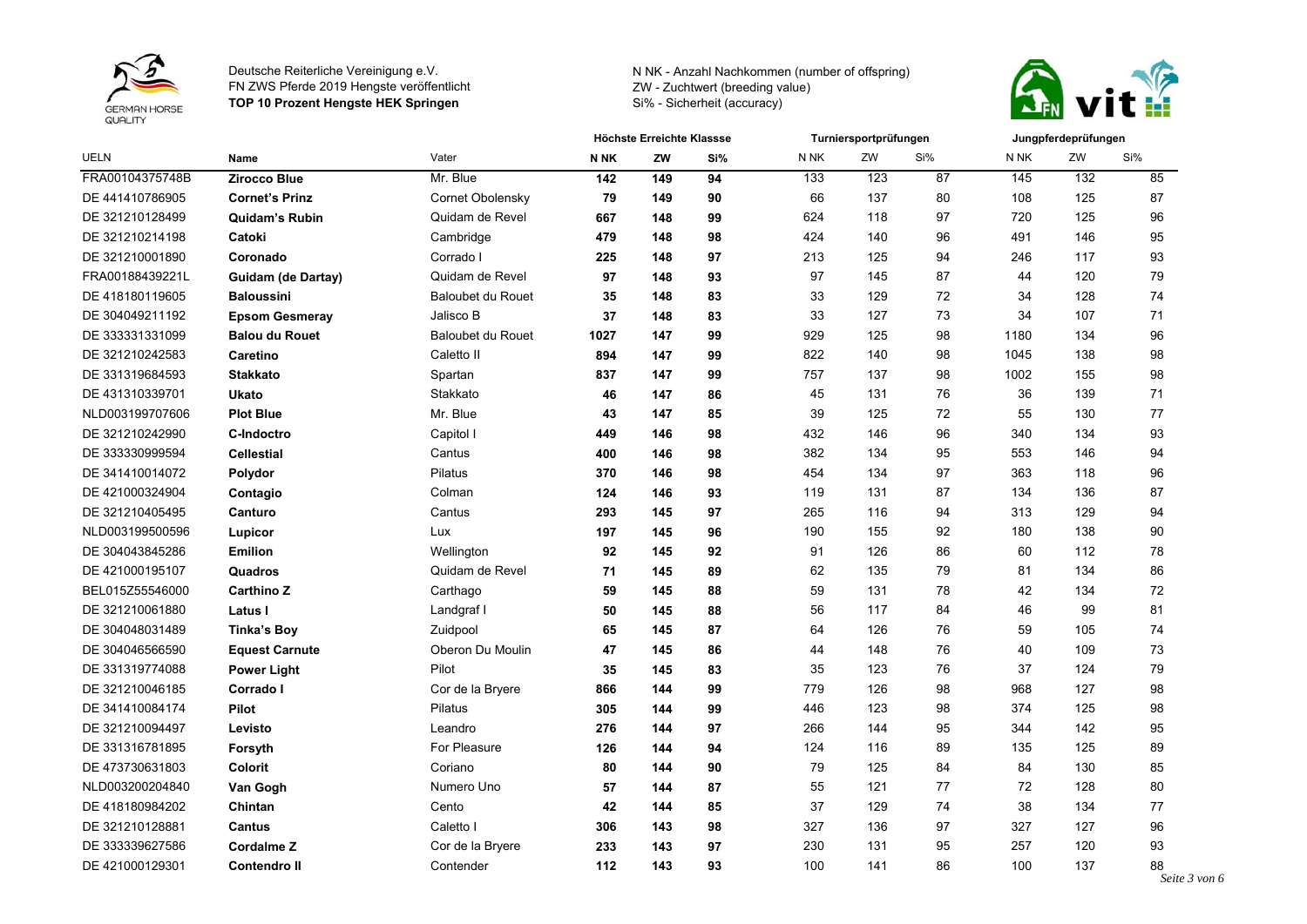Deutsche Reiterliche Vereinigung e.V.
FN ZWS Pferde 2019 Hengste veröffentlicht
**TOP 10 Prozent Hengste HEK Springen**

N NK - Anzahl Nachkommen (number of offspring)
ZW - Zuchtwert (breeding value)
Si% - Sicherheit (accuracy)

| | | | Höchste Erreichte Klassse | | | Turniersportprüfungen | | | Jungpferdeprüfungen | | |
|---|---|---|---|---|---|---|---|---|---|---|---|
| UELN | Name | Vater | N NK | ZW | Si% | N NK | ZW | Si% | N NK | ZW | Si% |
| FRA00104375748B | **Zirocco Blue** | Mr. Blue | **142** | **149** | **94** | 133 | 123 | 87 | 145 | 132 | 85 |
| DE 441410786905 | **Cornet's Prinz** | Cornet Obolensky | **79** | **149** | **90** | 66 | 137 | 80 | 108 | 125 | 87 |
| DE 321210128499 | **Quidam's Rubin** | Quidam de Revel | **667** | **148** | **99** | 624 | 118 | 97 | 720 | 125 | 96 |
| DE 321210214198 | **Catoki** | Cambridge | **479** | **148** | **98** | 424 | 140 | 96 | 491 | 146 | 95 |
| DE 321210001890 | **Coronado** | Corrado I | **225** | **148** | **97** | 213 | 125 | 94 | 246 | 117 | 93 |
| FRA00188439221L | **Guidam (de Dartay)** | Quidam de Revel | **97** | **148** | **93** | 97 | 145 | 87 | 44 | 120 | 79 |
| DE 418180119605 | **Baloussini** | Baloubet du Rouet | **35** | **148** | **83** | 33 | 129 | 72 | 34 | 128 | 74 |
| DE 304049211192 | **Epsom Gesmeray** | Jalisco B | **37** | **148** | **83** | 33 | 127 | 73 | 34 | 107 | 71 |
| DE 333331331099 | **Balou du Rouet** | Baloubet du Rouet | **1027** | **147** | **99** | 929 | 125 | 98 | 1180 | 134 | 96 |
| DE 321210242583 | **Caretino** | Caletto II | **894** | **147** | **99** | 822 | 140 | 98 | 1045 | 138 | 98 |
| DE 331319684593 | **Stakkato** | Spartan | **837** | **147** | **99** | 757 | 137 | 98 | 1002 | 155 | 98 |
| DE 431310339701 | **Ukato** | Stakkato | **46** | **147** | **86** | 45 | 131 | 76 | 36 | 139 | 71 |
| NLD003199707606 | **Plot Blue** | Mr. Blue | **43** | **147** | **85** | 39 | 125 | 72 | 55 | 130 | 77 |
| DE 321210242990 | **C-Indoctro** | Capitol I | **449** | **146** | **98** | 432 | 146 | 96 | 340 | 134 | 93 |
| DE 333330999594 | **Cellestial** | Cantus | **400** | **146** | **98** | 382 | 134 | 95 | 553 | 146 | 94 |
| DE 341410014072 | **Polydor** | Pilatus | **370** | **146** | **98** | 454 | 134 | 97 | 363 | 118 | 96 |
| DE 421000324904 | **Contagio** | Colman | **124** | **146** | **93** | 119 | 131 | 87 | 134 | 136 | 87 |
| DE 321210405495 | **Canturo** | Cantus | **293** | **145** | **97** | 265 | 116 | 94 | 313 | 129 | 94 |
| NLD003199500596 | **Lupicor** | Lux | **197** | **145** | **96** | 190 | 155 | 92 | 180 | 138 | 90 |
| DE 304043845286 | **Emilion** | Wellington | **92** | **145** | **92** | 91 | 126 | 86 | 60 | 112 | 78 |
| DE 421000195107 | **Quadros** | Quidam de Revel | **71** | **145** | **89** | 62 | 135 | 79 | 81 | 134 | 86 |
| BEL015Z55546000 | **Carthino Z** | Carthago | **59** | **145** | **88** | 59 | 131 | 78 | 42 | 134 | 72 |
| DE 321210061880 | **Latus I** | Landgraf I | **50** | **145** | **88** | 56 | 117 | 84 | 46 | 99 | 81 |
| DE 304048031489 | **Tinka's Boy** | Zuidpool | **65** | **145** | **87** | 64 | 126 | 76 | 59 | 105 | 74 |
| DE 304046566590 | **Equest Carnute** | Oberon Du Moulin | **47** | **145** | **86** | 44 | 148 | 76 | 40 | 109 | 73 |
| DE 331319774088 | **Power Light** | Pilot | **35** | **145** | **83** | 35 | 123 | 76 | 37 | 124 | 79 |
| DE 321210046185 | **Corrado I** | Cor de la Bryere | **866** | **144** | **99** | 779 | 126 | 98 | 968 | 127 | 98 |
| DE 341410084174 | **Pilot** | Pilatus | **305** | **144** | **99** | 446 | 123 | 98 | 374 | 125 | 98 |
| DE 321210094497 | **Levisto** | Leandro | **276** | **144** | **97** | 266 | 144 | 95 | 344 | 142 | 95 |
| DE 331316781895 | **Forsyth** | For Pleasure | **126** | **144** | **94** | 124 | 116 | 89 | 135 | 125 | 89 |
| DE 473730631803 | **Colorit** | Coriano | **80** | **144** | **90** | 79 | 125 | 84 | 84 | 130 | 85 |
| NLD003200204840 | **Van Gogh** | Numero Uno | **57** | **144** | **87** | 55 | 121 | 77 | 72 | 128 | 80 |
| DE 418180984202 | **Chintan** | Cento | **42** | **144** | **85** | 37 | 129 | 74 | 38 | 134 | 77 |
| DE 321210128881 | **Cantus** | Caletto I | **306** | **143** | **98** | 327 | 136 | 97 | 327 | 127 | 96 |
| DE 333339627586 | **Cordalme Z** | Cor de la Bryere | **233** | **143** | **97** | 230 | 131 | 95 | 257 | 120 | 93 |
| DE 421000129301 | **Contendro II** | Contender | **112** | **143** | **93** | 100 | 141 | 86 | 100 | 137 | 88 |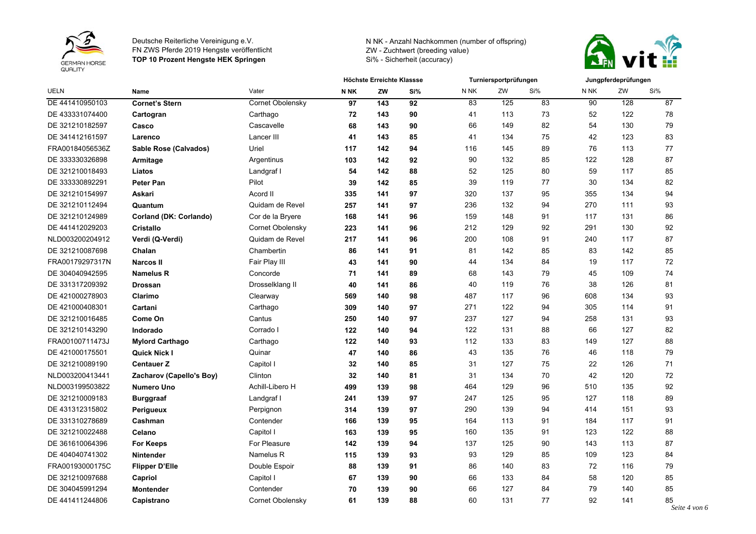Deutsche Reiterliche Vereinigung e.V.
FN ZWS Pferde 2019 Hengste veröffentlicht
**TOP 10 Prozent Hengste HEK Springen**

N NK - Anzahl Nachkommen (number of offspring)
ZW - Zuchtwert (breeding value)
Si% - Sicherheit (accuracy)

| | | | Höchste Erreichte Klassse | | | Turniersportprüfungen | | | Jungpferdeprüfungen | | |
|---|---|---|---|---|---|---|---|---|---|---|---|
| UELN | Name | Vater | N NK | ZW | Si% | N NK | ZW | Si% | N NK | ZW | Si% |
| DE 441410950103 | **Cornet's Stern** | Cornet Obolensky | **97** | **143** | **92** | 83 | 125 | 83 | 90 | 128 | 87 |
| DE 433331074400 | **Cartogran** | Carthago | **72** | **143** | **90** | 41 | 113 | 73 | 52 | 122 | 78 |
| DE 321210182597 | **Casco** | Cascavelle | **68** | **143** | **90** | 66 | 149 | 82 | 54 | 130 | 79 |
| DE 341412161597 | **Larenco** | Lancer III | **41** | **143** | **85** | 41 | 134 | 75 | 42 | 123 | 83 |
| FRA00184056536Z | **Sable Rose (Calvados)** | Uriel | **117** | **142** | **94** | 116 | 145 | 89 | 76 | 113 | 77 |
| DE 333330326898 | **Armitage** | Argentinus | **103** | **142** | **92** | 90 | 132 | 85 | 122 | 128 | 87 |
| DE 321210018493 | **Liatos** | Landgraf I | **54** | **142** | **88** | 52 | 125 | 80 | 59 | 117 | 85 |
| DE 333330892291 | **Peter Pan** | Pilot | **39** | **142** | **85** | 39 | 119 | 77 | 30 | 134 | 82 |
| DE 321210154997 | **Askari** | Acord II | **335** | **141** | **97** | 320 | 137 | 95 | 355 | 134 | 94 |
| DE 321210112494 | **Quantum** | Quidam de Revel | **257** | **141** | **97** | 236 | 132 | 94 | 270 | 111 | 93 |
| DE 321210124989 | **Corland (DK: Corlando)** | Cor de la Bryere | **168** | **141** | **96** | 159 | 148 | 91 | 117 | 131 | 86 |
| DE 441412029203 | **Cristallo** | Cornet Obolensky | **223** | **141** | **96** | 212 | 129 | 92 | 291 | 130 | 92 |
| NLD003200204912 | **Verdi (Q-Verdi)** | Quidam de Revel | **217** | **141** | **96** | 200 | 108 | 91 | 240 | 117 | 87 |
| DE 321210087698 | **Chalan** | Chambertin | **86** | **141** | **91** | 81 | 142 | 85 | 83 | 142 | 85 |
| FRA00179297317N | **Narcos II** | Fair Play III | **43** | **141** | **90** | 44 | 134 | 84 | 19 | 117 | 72 |
| DE 304040942595 | **Namelus R** | Concorde | **71** | **141** | **89** | 68 | 143 | 79 | 45 | 109 | 74 |
| DE 331317209392 | **Drossan** | Drosselklang II | **40** | **141** | **86** | 40 | 119 | 76 | 38 | 126 | 81 |
| DE 421000278903 | **Clarimo** | Clearway | **569** | **140** | **98** | 487 | 117 | 96 | 608 | 134 | 93 |
| DE 421000408301 | **Cartani** | Carthago | **309** | **140** | **97** | 271 | 122 | 94 | 305 | 114 | 91 |
| DE 321210016485 | **Come On** | Cantus | **250** | **140** | **97** | 237 | 127 | 94 | 258 | 131 | 93 |
| DE 321210143290 | **Indorado** | Corrado I | **122** | **140** | **94** | 122 | 131 | 88 | 66 | 127 | 82 |
| FRA00100711473J | **Mylord Carthago** | Carthago | **122** | **140** | **93** | 112 | 133 | 83 | 149 | 127 | 88 |
| DE 421000175501 | **Quick Nick I** | Quinar | **47** | **140** | **86** | 43 | 135 | 76 | 46 | 118 | 79 |
| DE 321210089190 | **Centauer Z** | Capitol I | **32** | **140** | **85** | 31 | 127 | 75 | 22 | 126 | 71 |
| NLD003200413441 | **Zacharov (Capello's Boy)** | Clinton | **32** | **140** | **81** | 31 | 134 | 70 | 42 | 120 | 72 |
| NLD003199503822 | **Numero Uno** | Achill-Libero H | **499** | **139** | **98** | 464 | 129 | 96 | 510 | 135 | 92 |
| DE 321210009183 | **Burggraaf** | Landgraf I | **241** | **139** | **97** | 247 | 125 | 95 | 127 | 118 | 89 |
| DE 431312315802 | **Perigueux** | Perpignon | **314** | **139** | **97** | 290 | 139 | 94 | 414 | 151 | 93 |
| DE 331310278689 | **Cashman** | Contender | **166** | **139** | **95** | 164 | 113 | 91 | 184 | 117 | 91 |
| DE 321210022488 | **Celano** | Capitol I | **163** | **139** | **95** | 160 | 135 | 91 | 123 | 122 | 88 |
| DE 361610064396 | **For Keeps** | For Pleasure | **142** | **139** | **94** | 137 | 125 | 90 | 143 | 113 | 87 |
| DE 404040741302 | **Nintender** | Namelus R | **115** | **139** | **93** | 93 | 129 | 85 | 109 | 123 | 84 |
| FRA00193000175C | **Flipper D'Elle** | Double Espoir | **88** | **139** | **91** | 86 | 140 | 83 | 72 | 116 | 79 |
| DE 321210097688 | **Capriol** | Capitol I | **67** | **139** | **90** | 66 | 133 | 84 | 58 | 120 | 85 |
| DE 304045991294 | **Montender** | Contender | **70** | **139** | **90** | 66 | 127 | 84 | 79 | 140 | 85 |
| DE 441411244806 | **Capistrano** | Cornet Obolensky | **61** | **139** | **88** | 60 | 131 | 77 | 92 | 141 | 85 |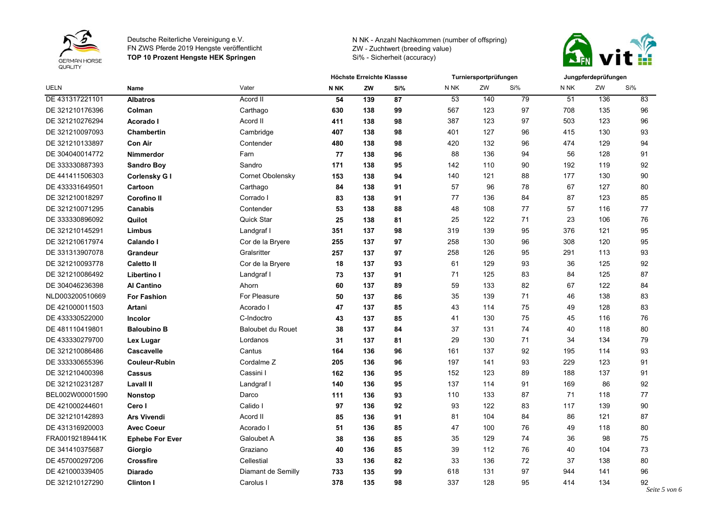Deutsche Reiterliche Vereinigung e.V.
FN ZWS Pferde 2019 Hengste veröffentlicht
**TOP 10 Prozent Hengste HEK Springen**

N NK - Anzahl Nachkommen (number of offspring)
ZW - Zuchtwert (breeding value)
Si% - Sicherheit (accuracy)

| | | | Höchste Erreichte Klassse | | | Turniersportprüfungen | | | Jungpferdeprüfungen | | |
|---|---|---|---|---|---|---|---|---|---|---|---|
| UELN | Name | Vater | N NK | ZW | Si% | N NK | ZW | Si% | N NK | ZW | Si% |
| DE 431317221101 | **Albatros** | Acord II | **54** | **139** | **87** | 53 | 140 | 79 | 51 | 136 | 83 |
| DE 321210176396 | **Colman** | Carthago | **630** | **138** | **99** | 567 | 123 | 97 | 708 | 135 | 96 |
| DE 321210276294 | **Acorado I** | Acord II | **411** | **138** | **98** | 387 | 123 | 97 | 503 | 123 | 96 |
| DE 321210097093 | **Chambertin** | Cambridge | **407** | **138** | **98** | 401 | 127 | 96 | 415 | 130 | 93 |
| DE 321210133897 | **Con Air** | Contender | **480** | **138** | **98** | 420 | 132 | 96 | 474 | 129 | 94 |
| DE 304040014772 | **Nimmerdor** | Farn | **77** | **138** | **96** | 88 | 136 | 94 | 56 | 128 | 91 |
| DE 333330887393 | **Sandro Boy** | Sandro | **171** | **138** | **95** | 142 | 110 | 90 | 192 | 119 | 92 |
| DE 441411506303 | **Corlensky G I** | Cornet Obolensky | **153** | **138** | **94** | 140 | 121 | 88 | 177 | 130 | 90 |
| DE 433331649501 | **Cartoon** | Carthago | **84** | **138** | **91** | 57 | 96 | 78 | 67 | 127 | 80 |
| DE 321210018297 | **Corofino II** | Corrado I | **83** | **138** | **91** | 77 | 136 | 84 | 87 | 123 | 85 |
| DE 321210071295 | **Canabis** | Contender | **53** | **138** | **88** | 48 | 108 | 77 | 57 | 116 | 77 |
| DE 333330896092 | **Quilot** | Quick Star | **25** | **138** | **81** | 25 | 122 | 71 | 23 | 106 | 76 |
| DE 321210145291 | **Limbus** | Landgraf I | **351** | **137** | **98** | 319 | 139 | 95 | 376 | 121 | 95 |
| DE 321210617974 | **Calando I** | Cor de la Bryere | **255** | **137** | **97** | 258 | 130 | 96 | 308 | 120 | 95 |
| DE 331313907078 | **Grandeur** | Gralsritter | **257** | **137** | **97** | 258 | 126 | 95 | 291 | 113 | 93 |
| DE 321210093778 | **Caletto II** | Cor de la Bryere | **18** | **137** | **93** | 61 | 129 | 93 | 36 | 125 | 92 |
| DE 321210086492 | **Libertino I** | Landgraf I | **73** | **137** | **91** | 71 | 125 | 83 | 84 | 125 | 87 |
| DE 304046236398 | **Al Cantino** | Ahorn | **60** | **137** | **89** | 59 | 133 | 82 | 67 | 122 | 84 |
| NLD003200510669 | **For Fashion** | For Pleasure | **50** | **137** | **86** | 35 | 139 | 71 | 46 | 138 | 83 |
| DE 421000011503 | **Artani** | Acorado I | **47** | **137** | **85** | 43 | 114 | 75 | 49 | 128 | 83 |
| DE 433330522000 | **Incolor** | C-Indoctro | **43** | **137** | **85** | 41 | 130 | 75 | 45 | 116 | 76 |
| DE 481110419801 | **Baloubino B** | Baloubet du Rouet | **38** | **137** | **84** | 37 | 131 | 74 | 40 | 118 | 80 |
| DE 433330279700 | **Lex Lugar** | Lordanos | **31** | **137** | **81** | 29 | 130 | 71 | 34 | 134 | 79 |
| DE 321210086486 | **Cascavelle** | Cantus | **164** | **136** | **96** | 161 | 137 | 92 | 195 | 114 | 93 |
| DE 333330655396 | **Couleur-Rubin** | Cordalme Z | **205** | **136** | **96** | 197 | 141 | 93 | 229 | 123 | 91 |
| DE 321210400398 | **Cassus** | Cassini I | **162** | **136** | **95** | 152 | 123 | 89 | 188 | 137 | 91 |
| DE 321210231287 | **Lavall II** | Landgraf I | **140** | **136** | **95** | 137 | 114 | 91 | 169 | 86 | 92 |
| BEL002W00001590 | **Nonstop** | Darco | **111** | **136** | **93** | 110 | 133 | 87 | 71 | 118 | 77 |
| DE 421000244601 | **Cero I** | Calido I | **97** | **136** | **92** | 93 | 122 | 83 | 117 | 139 | 90 |
| DE 321210142893 | **Ars Vivendi** | Acord II | **85** | **136** | **91** | 81 | 104 | 84 | 86 | 121 | 87 |
| DE 431316920003 | **Avec Coeur** | Acorado I | **51** | **136** | **85** | 47 | 100 | 76 | 49 | 118 | 80 |
| FRA00192189441K | **Ephebe For Ever** | Galoubet A | **38** | **136** | **85** | 35 | 129 | 74 | 36 | 98 | 75 |
| DE 341410375687 | **Giorgio** | Graziano | **40** | **136** | **85** | 39 | 112 | 76 | 40 | 104 | 73 |
| DE 457000297206 | **Crossfire** | Cellestial | **33** | **136** | **82** | 33 | 136 | 72 | 37 | 138 | 80 |
| DE 421000339405 | **Diarado** | Diamant de Semilly | **733** | **135** | **99** | 618 | 131 | 97 | 944 | 141 | 96 |
| DE 321210127290 | **Clinton I** | Carolus I | **378** | **135** | **98** | 337 | 128 | 95 | 414 | 134 | 92 |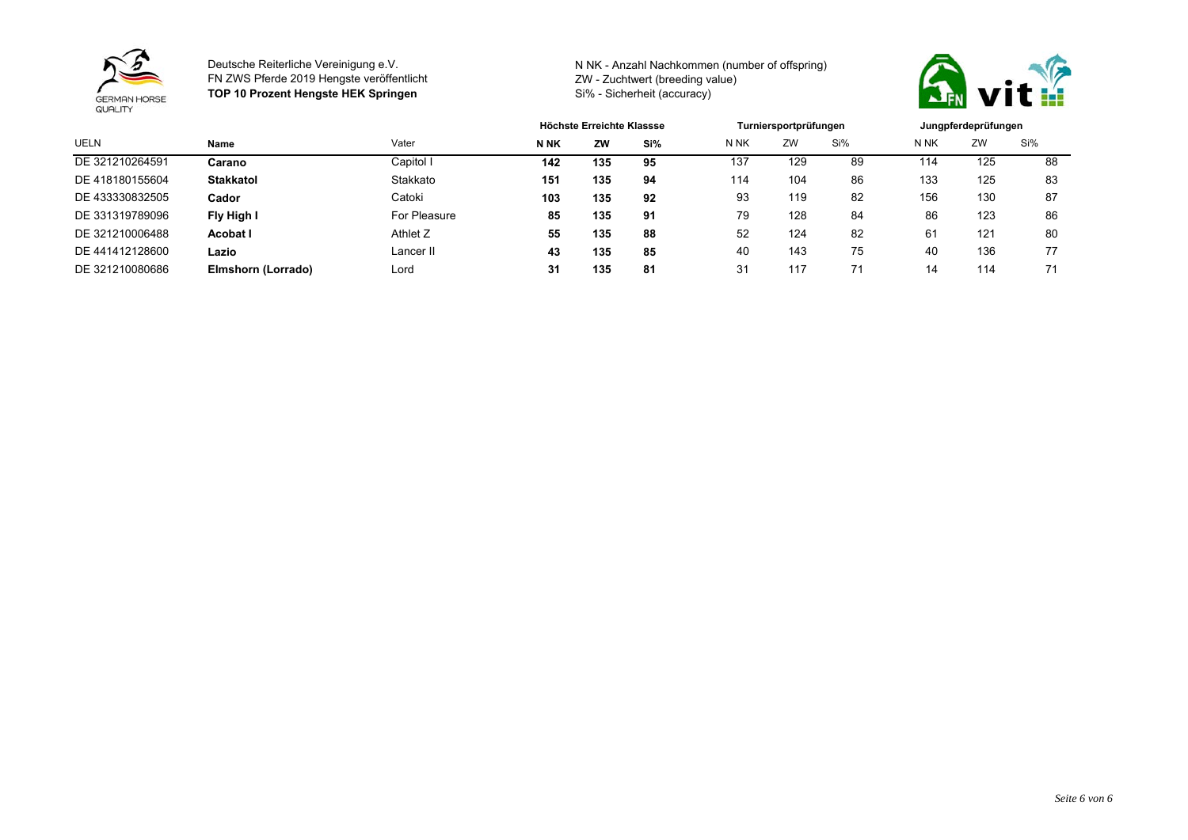Deutsche Reiterliche Vereinigung e.V.
FN ZWS Pferde 2019 Hengste veröffentlicht
**TOP 10 Prozent Hengste HEK Springen**

N NK - Anzahl Nachkommen (number of offspring)
ZW - Zuchtwert (breeding value)
Si% - Sicherheit (accuracy)

| | | | Höchste Erreichte Klassse | | | Turniersportprüfungen | | | Jungpferdeprüfungen | | |
|---|---|---|---|---|---|---|---|---|---|---|---|
| UELN | Name | Vater | N NK | ZW | Si% | N NK | ZW | Si% | N NK | ZW | Si% |
| DE 321210264591 | **Carano** | Capitol I | **142** | **135** | **95** | 137 | 129 | 89 | 114 | 125 | 88 |
| DE 418180155604 | **Stakkatol** | Stakkato | **151** | **135** | **94** | 114 | 104 | 86 | 133 | 125 | 83 |
| DE 433330832505 | **Cador** | Catoki | **103** | **135** | **92** | 93 | 119 | 82 | 156 | 130 | 87 |
| DE 331319789096 | **Fly High I** | For Pleasure | **85** | **135** | **91** | 79 | 128 | 84 | 86 | 123 | 86 |
| DE 321210006488 | **Acobat I** | Athlet Z | **55** | **135** | **88** | 52 | 124 | 82 | 61 | 121 | 80 |
| DE 441412128600 | **Lazio** | Lancer II | **43** | **135** | **85** | 40 | 143 | 75 | 40 | 136 | 77 |
| DE 321210080686 | **Elmshorn (Lorrado)** | Lord | **31** | **135** | **81** | 31 | 117 | 71 | 14 | 114 | 71 |